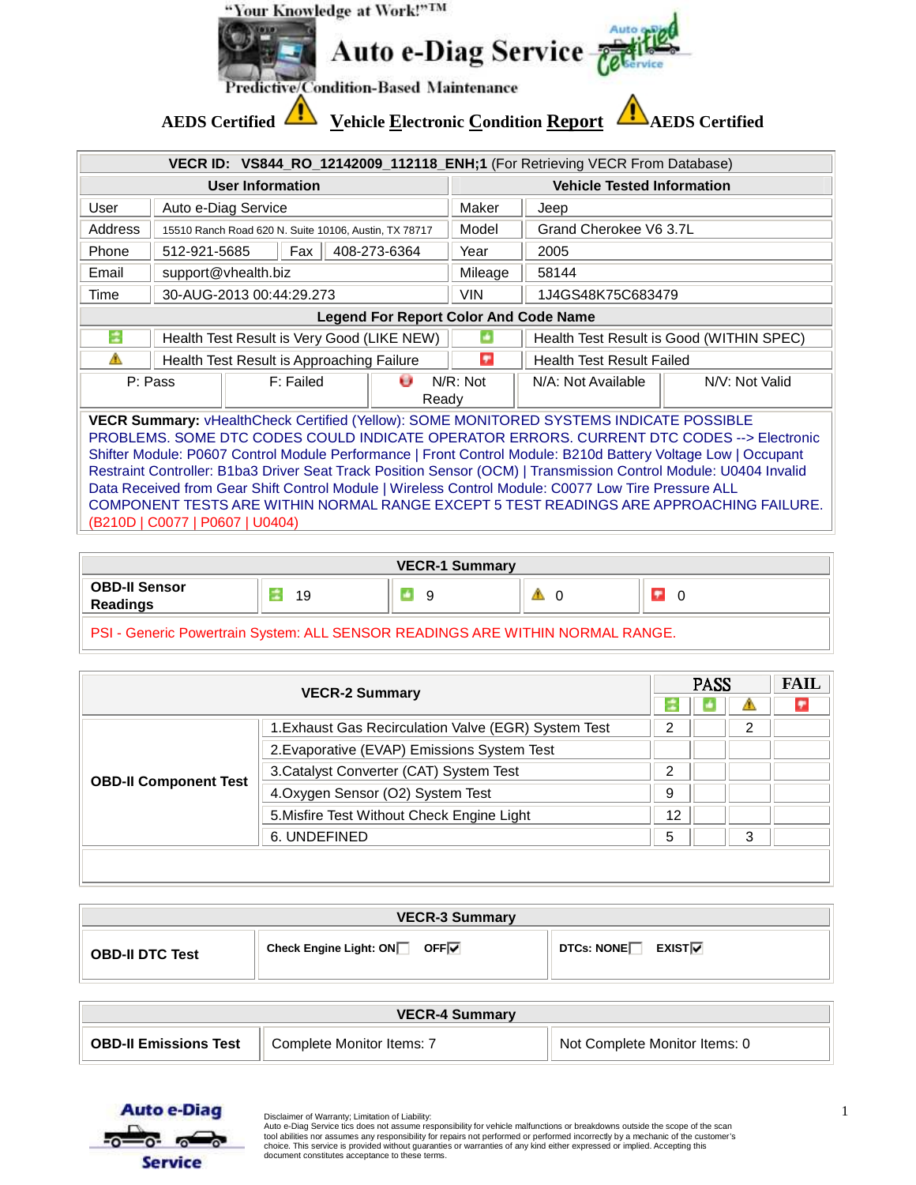"Your Knowledge at Work!"™

# Auto e-Diag Service

Predictive/Condition-Based Maintenance

## AEDS Certified — Vehicle Electronic Condition Report — AEDS Certified

| VECR ID: VS844_RO_12142009_112118_ENH;1 (For Retrieving VECR From Database) | | | |
|---|---|---|---|
| **User Information** | | **Vehicle Tested Information** | |
| User | Auto e-Diag Service | Maker | Jeep |
| Address | 15510 Ranch Road 620 N. Suite 10106, Austin, TX 78717 | Model | Grand Cherokee V6 3.7L |
| Phone | 512-921-5685 Fax 408-273-6364 | Year | 2005 |
| Email | support@vhealth.biz | Mileage | 58144 |
| Time | 30-AUG-2013 00:44:29.273 | VIN | 1J4GS48K75C683479 |

**Legend For Report Color And Code Name**

| | | | |
|---|---|---|---|
| (green up) | Health Test Result is Very Good (LIKE NEW) | (green) | Health Test Result is Good (WITHIN SPEC) |
| (warning) | Health Test Result is Approaching Failure | (red) | Health Test Result Failed |

P: Pass | F: Failed | N/R: Not Ready | N/A: Not Available | N/V: Not Valid

**VECR Summary:** vHealthCheck Certified (Yellow): SOME MONITORED SYSTEMS INDICATE POSSIBLE PROBLEMS. SOME DTC CODES COULD INDICATE OPERATOR ERRORS. CURRENT DTC CODES --> Electronic Shifter Module: P0607 Control Module Performance | Front Control Module: B210d Battery Voltage Low | Occupant Restraint Controller: B1ba3 Driver Seat Track Position Sensor (OCM) | Transmission Control Module: U0404 Invalid Data Received from Gear Shift Control Module | Wireless Control Module: C0077 Low Tire Pressure ALL COMPONENT TESTS ARE WITHIN NORMAL RANGE EXCEPT 5 TEST READINGS ARE APPROACHING FAILURE. (B210D | C0077 | P0607 | U0404)

**VECR-1 Summary**

| | Very Good | Good | Approaching Failure | Failed |
|---|---|---|---|---|
| **OBD-II Sensor Readings** | 19 | 9 | 0 | 0 |

PSI - Generic Powertrain System: ALL SENSOR READINGS ARE WITHIN NORMAL RANGE.

**VECR-2 Summary**

| | | PASS | | | FAIL |
|---|---|---|---|---|---|
| | | Very Good | Good | Approaching Failure | Failed |
| **OBD-II Component Test** | 1.Exhaust Gas Recirculation Valve (EGR) System Test | 2 | | 2 | |
| | 2.Evaporative (EVAP) Emissions System Test | | | | |
| | 3.Catalyst Converter (CAT) System Test | 2 | | | |
| | 4.Oxygen Sensor (O2) System Test | 9 | | | |
| | 5.Misfire Test Without Check Engine Light | 12 | | | |
| | 6. UNDEFINED | 5 | | 3 | |

**VECR-3 Summary**

| | | |
|---|---|---|
| **OBD-II DTC Test** | Check Engine Light: ON ☐ OFF ☑ | DTCs: NONE ☐ EXIST ☑ |

**VECR-4 Summary**

| | | |
|---|---|---|
| **OBD-II Emissions Test** | Complete Monitor Items: 7 | Not Complete Monitor Items: 0 |

Auto e-Diag Service

Disclaimer of Warranty; Limitation of Liability:
Auto e-Diag Service tics does not assume responsibility for vehicle malfunctions or breakdowns outside the scope of the scan tool abilities nor assumes any responsibility for repairs not performed or performed incorrectly by a mechanic of the customer's choice. This service is provided without guaranties or warranties of any kind either expressed or implied. Accepting this document constitutes acceptance to these terms.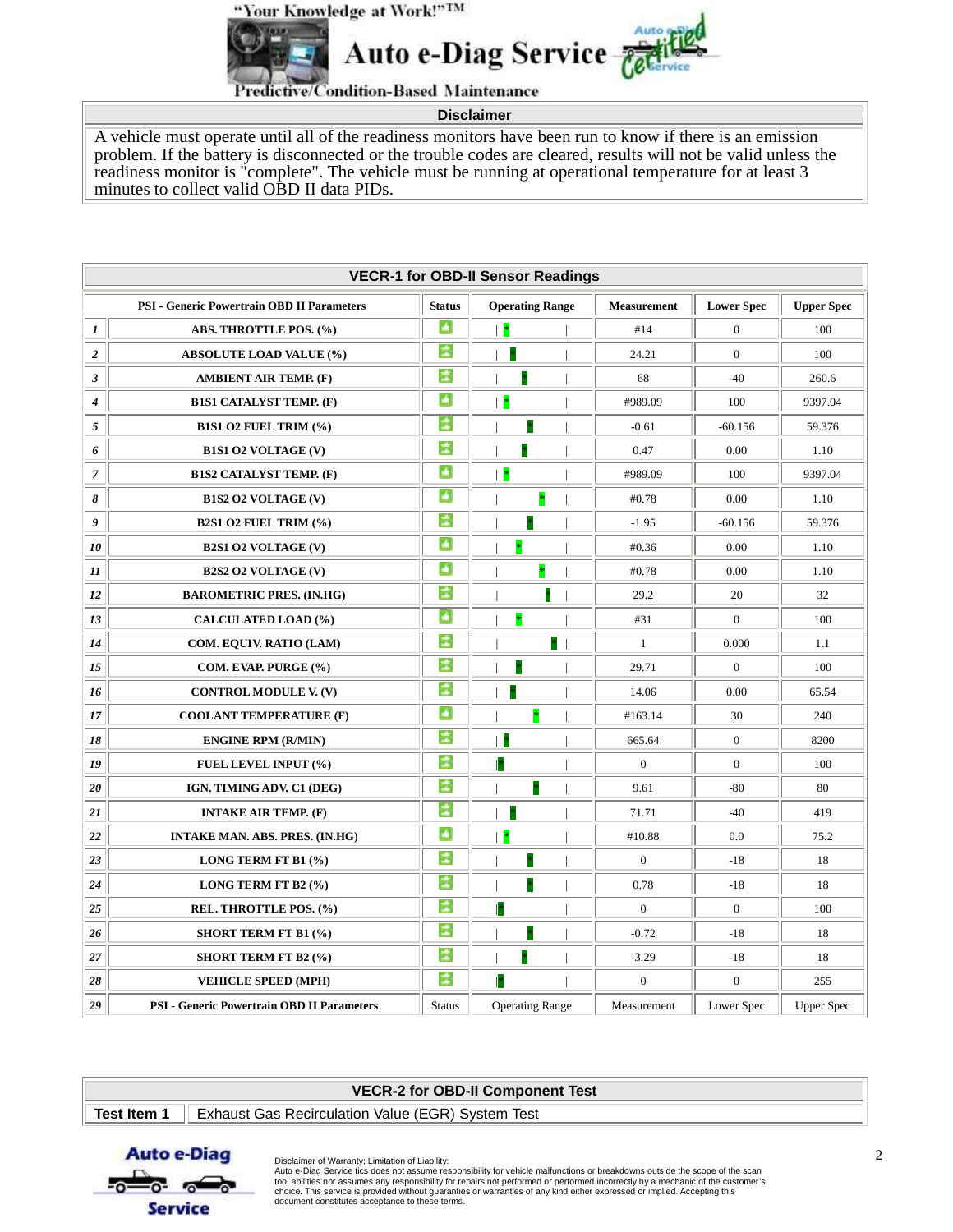"Your Knowledge at Work!"™

# Auto e-Diag Service

Predictive/Condition-Based Maintenance

| Disclaimer |
|---|
| A vehicle must operate until all of the readiness monitors have been run to know if there is an emission problem. If the battery is disconnected or the trouble codes are cleared, results will not be valid unless the readiness monitor is "complete". The vehicle must be running at operational temperature for at least 3 minutes to collect valid OBD II data PIDs. |

**VECR-1 for OBD-II Sensor Readings**

| | PSI - Generic Powertrain OBD II Parameters | Status | Operating Range | Measurement | Lower Spec | Upper Spec |
|---|---|---|---|---|---|---|
| 1 | ABS. THROTTLE POS. (%) | | | #14 | 0 | 100 |
| 2 | ABSOLUTE LOAD VALUE (%) | | | 24.21 | 0 | 100 |
| 3 | AMBIENT AIR TEMP. (F) | | | 68 | -40 | 260.6 |
| 4 | B1S1 CATALYST TEMP. (F) | | | #989.09 | 100 | 9397.04 |
| 5 | B1S1 O2 FUEL TRIM (%) | | | -0.61 | -60.156 | 59.376 |
| 6 | B1S1 O2 VOLTAGE (V) | | | 0.47 | 0.00 | 1.10 |
| 7 | B1S2 CATALYST TEMP. (F) | | | #989.09 | 100 | 9397.04 |
| 8 | B1S2 O2 VOLTAGE (V) | | | #0.78 | 0.00 | 1.10 |
| 9 | B2S1 O2 FUEL TRIM (%) | | | -1.95 | -60.156 | 59.376 |
| 10 | B2S1 O2 VOLTAGE (V) | | | #0.36 | 0.00 | 1.10 |
| 11 | B2S2 O2 VOLTAGE (V) | | | #0.78 | 0.00 | 1.10 |
| 12 | BAROMETRIC PRES. (IN.HG) | | | 29.2 | 20 | 32 |
| 13 | CALCULATED LOAD (%) | | | #31 | 0 | 100 |
| 14 | COM. EQUIV. RATIO (LAM) | | | 1 | 0.000 | 1.1 |
| 15 | COM. EVAP. PURGE (%) | | | 29.71 | 0 | 100 |
| 16 | CONTROL MODULE V. (V) | | | 14.06 | 0.00 | 65.54 |
| 17 | COOLANT TEMPERATURE (F) | | | #163.14 | 30 | 240 |
| 18 | ENGINE RPM (R/MIN) | | | 665.64 | 0 | 8200 |
| 19 | FUEL LEVEL INPUT (%) | | | 0 | 0 | 100 |
| 20 | IGN. TIMING ADV. C1 (DEG) | | | 9.61 | -80 | 80 |
| 21 | INTAKE AIR TEMP. (F) | | | 71.71 | -40 | 419 |
| 22 | INTAKE MAN. ABS. PRES. (IN.HG) | | | #10.88 | 0.0 | 75.2 |
| 23 | LONG TERM FT B1 (%) | | | 0 | -18 | 18 |
| 24 | LONG TERM FT B2 (%) | | | 0.78 | -18 | 18 |
| 25 | REL. THROTTLE POS. (%) | | | 0 | 0 | 100 |
| 26 | SHORT TERM FT B1 (%) | | | -0.72 | -18 | 18 |
| 27 | SHORT TERM FT B2 (%) | | | -3.29 | -18 | 18 |
| 28 | VEHICLE SPEED (MPH) | | | 0 | 0 | 255 |
| 29 | PSI - Generic Powertrain OBD II Parameters | Status | Operating Range | Measurement | Lower Spec | Upper Spec |

**VECR-2 for OBD-II Component Test**

| Test Item 1 | Exhaust Gas Recirculation Value (EGR) System Test |
|---|---|

Auto e-Diag Service

Disclaimer of Warranty; Limitation of Liability:
Auto e-Diag Service tics does not assume responsibility for vehicle malfunctions or breakdowns outside the scope of the scan tool abilities nor assumes any responsibility for repairs not performed or performed incorrectly by a mechanic of the customer's choice. This service is provided without guaranties or warranties of any kind either expressed or implied. Accepting this document constitutes acceptance to these terms.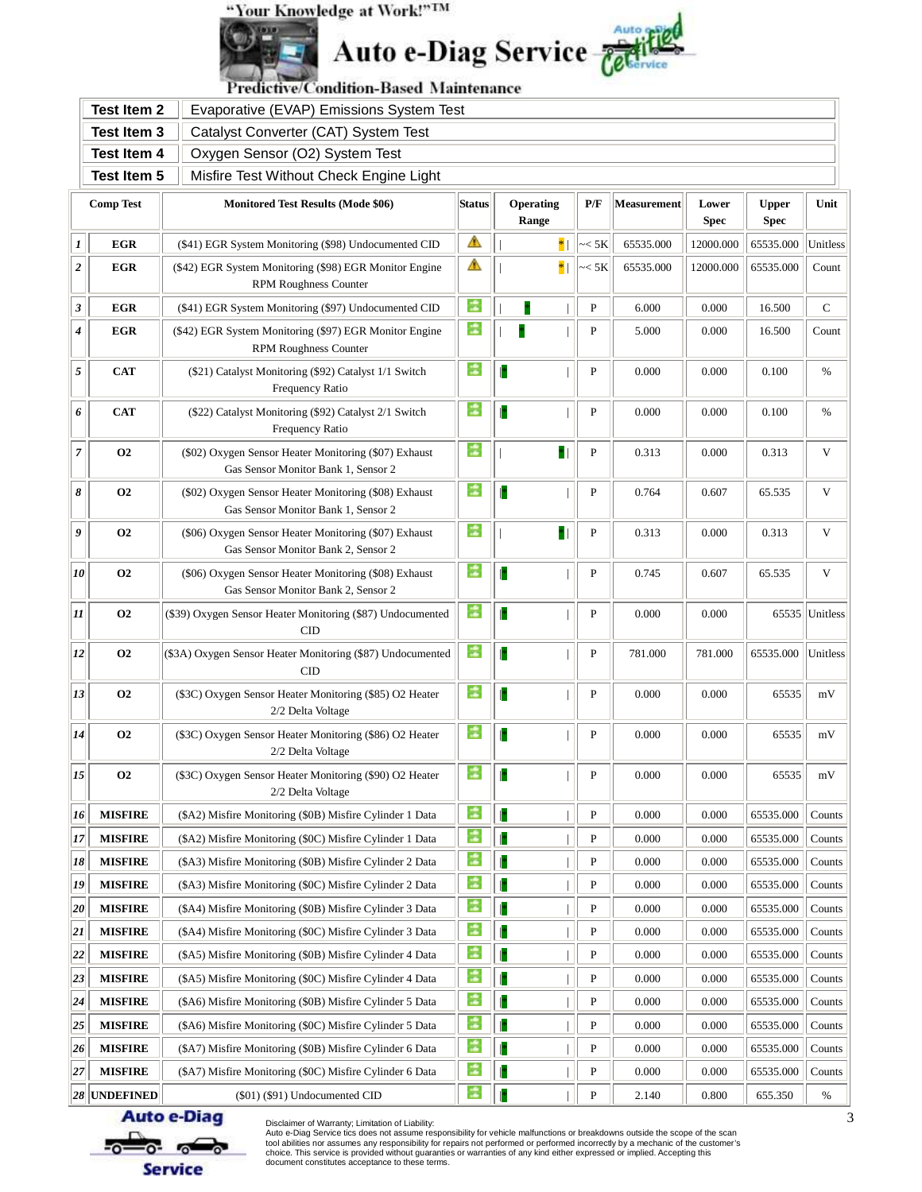"Your Knowledge at Work!"™

# Auto e-Diag Service

Predictive/Condition-Based Maintenance

| | |
|---|---|
| **Test Item 2** | Evaporative (EVAP) Emissions System Test |
| **Test Item 3** | Catalyst Converter (CAT) System Test |
| **Test Item 4** | Oxygen Sensor (O2) System Test |
| **Test Item 5** | Misfire Test Without Check Engine Light |

| | Comp Test | Monitored Test Results (Mode $06) | Status | Operating Range | P/F | Measurement | Lower Spec | Upper Spec | Unit |
|---|---|---|---|---|---|---|---|---|---|
| 1 | EGR | ($41) EGR System Monitoring ($98) Undocumented CID | | | ~< 5K | 65535.000 | 12000.000 | 65535.000 | Unitless |
| 2 | EGR | ($42) EGR System Monitoring ($98) EGR Monitor Engine RPM Roughness Counter | | | ~< 5K | 65535.000 | 12000.000 | 65535.000 | Count |
| 3 | EGR | ($41) EGR System Monitoring ($97) Undocumented CID | | | P | 6.000 | 0.000 | 16.500 | C |
| 4 | EGR | ($42) EGR System Monitoring ($97) EGR Monitor Engine RPM Roughness Counter | | | P | 5.000 | 0.000 | 16.500 | Count |
| 5 | CAT | ($21) Catalyst Monitoring ($92) Catalyst 1/1 Switch Frequency Ratio | | | P | 0.000 | 0.000 | 0.100 | % |
| 6 | CAT | ($22) Catalyst Monitoring ($92) Catalyst 2/1 Switch Frequency Ratio | | | P | 0.000 | 0.000 | 0.100 | % |
| 7 | O2 | ($02) Oxygen Sensor Heater Monitoring ($07) Exhaust Gas Sensor Monitor Bank 1, Sensor 2 | | | P | 0.313 | 0.000 | 0.313 | V |
| 8 | O2 | ($02) Oxygen Sensor Heater Monitoring ($08) Exhaust Gas Sensor Monitor Bank 1, Sensor 2 | | | P | 0.764 | 0.607 | 65.535 | V |
| 9 | O2 | ($06) Oxygen Sensor Heater Monitoring ($07) Exhaust Gas Sensor Monitor Bank 2, Sensor 2 | | | P | 0.313 | 0.000 | 0.313 | V |
| 10 | O2 | ($06) Oxygen Sensor Heater Monitoring ($08) Exhaust Gas Sensor Monitor Bank 2, Sensor 2 | | | P | 0.745 | 0.607 | 65.535 | V |
| 11 | O2 | ($39) Oxygen Sensor Heater Monitoring ($87) Undocumented CID | | | P | 0.000 | 0.000 | 65535 | Unitless |
| 12 | O2 | ($3A) Oxygen Sensor Heater Monitoring ($87) Undocumented CID | | | P | 781.000 | 781.000 | 65535.000 | Unitless |
| 13 | O2 | ($3C) Oxygen Sensor Heater Monitoring ($85) O2 Heater 2/2 Delta Voltage | | | P | 0.000 | 0.000 | 65535 | mV |
| 14 | O2 | ($3C) Oxygen Sensor Heater Monitoring ($86) O2 Heater 2/2 Delta Voltage | | | P | 0.000 | 0.000 | 65535 | mV |
| 15 | O2 | ($3C) Oxygen Sensor Heater Monitoring ($90) O2 Heater 2/2 Delta Voltage | | | P | 0.000 | 0.000 | 65535 | mV |
| 16 | MISFIRE | ($A2) Misfire Monitoring ($0B) Misfire Cylinder 1 Data | | | P | 0.000 | 0.000 | 65535.000 | Counts |
| 17 | MISFIRE | ($A2) Misfire Monitoring ($0C) Misfire Cylinder 1 Data | | | P | 0.000 | 0.000 | 65535.000 | Counts |
| 18 | MISFIRE | ($A3) Misfire Monitoring ($0B) Misfire Cylinder 2 Data | | | P | 0.000 | 0.000 | 65535.000 | Counts |
| 19 | MISFIRE | ($A3) Misfire Monitoring ($0C) Misfire Cylinder 2 Data | | | P | 0.000 | 0.000 | 65535.000 | Counts |
| 20 | MISFIRE | ($A4) Misfire Monitoring ($0B) Misfire Cylinder 3 Data | | | P | 0.000 | 0.000 | 65535.000 | Counts |
| 21 | MISFIRE | ($A4) Misfire Monitoring ($0C) Misfire Cylinder 3 Data | | | P | 0.000 | 0.000 | 65535.000 | Counts |
| 22 | MISFIRE | ($A5) Misfire Monitoring ($0B) Misfire Cylinder 4 Data | | | P | 0.000 | 0.000 | 65535.000 | Counts |
| 23 | MISFIRE | ($A5) Misfire Monitoring ($0C) Misfire Cylinder 4 Data | | | P | 0.000 | 0.000 | 65535.000 | Counts |
| 24 | MISFIRE | ($A6) Misfire Monitoring ($0B) Misfire Cylinder 5 Data | | | P | 0.000 | 0.000 | 65535.000 | Counts |
| 25 | MISFIRE | ($A6) Misfire Monitoring ($0C) Misfire Cylinder 5 Data | | | P | 0.000 | 0.000 | 65535.000 | Counts |
| 26 | MISFIRE | ($A7) Misfire Monitoring ($0B) Misfire Cylinder 6 Data | | | P | 0.000 | 0.000 | 65535.000 | Counts |
| 27 | MISFIRE | ($A7) Misfire Monitoring ($0C) Misfire Cylinder 6 Data | | | P | 0.000 | 0.000 | 65535.000 | Counts |
| 28 | UNDEFINED | ($01) ($91) Undocumented CID | | | P | 2.140 | 0.800 | 655.350 | % |

Disclaimer of Warranty; Limitation of Liability:
Auto e-Diag Service tics does not assume responsibility for vehicle malfunctions or breakdowns outside the scope of the scan tool abilities nor assumes any responsibility for repairs not performed or performed incorrectly by a mechanic of the customer's choice. This service is provided without guaranties or warranties of any kind either expressed or implied. Accepting this document constitutes acceptance to these terms.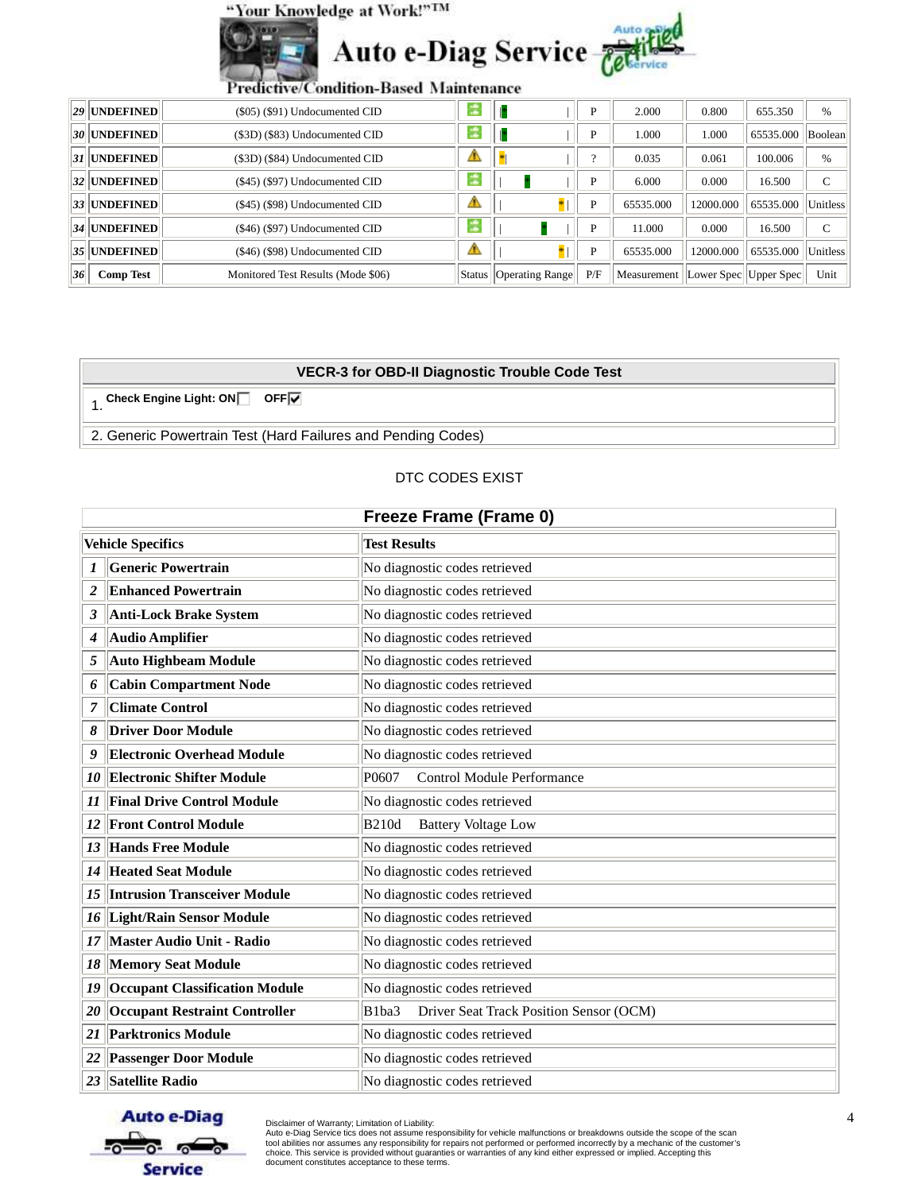"Your Knowledge at Work!"™

# Auto e-Diag Service

Predictive/Condition-Based Maintenance

| | | | | | | | | | |
|---|---|---|---|---|---|---|---|---|---|
| 29 | UNDEFINED | ($05) ($91) Undocumented CID | | | P | 2.000 | 0.800 | 655.350 | % |
| 30 | UNDEFINED | ($3D) ($83) Undocumented CID | | | P | 1.000 | 1.000 | 65535.000 | Boolean |
| 31 | UNDEFINED | ($3D) ($84) Undocumented CID | | | ? | 0.035 | 0.061 | 100.006 | % |
| 32 | UNDEFINED | ($45) ($97) Undocumented CID | | | P | 6.000 | 0.000 | 16.500 | C |
| 33 | UNDEFINED | ($45) ($98) Undocumented CID | | | P | 65535.000 | 12000.000 | 65535.000 | Unitless |
| 34 | UNDEFINED | ($46) ($97) Undocumented CID | | | P | 11.000 | 0.000 | 16.500 | C |
| 35 | UNDEFINED | ($46) ($98) Undocumented CID | | | P | 65535.000 | 12000.000 | 65535.000 | Unitless |
| 36 | Comp Test | Monitored Test Results (Mode $06) | Status | Operating Range | P/F | Measurement | Lower Spec | Upper Spec | Unit |

| VECR-3 for OBD-II Diagnostic Trouble Code Test |
|---|
| 1. Check Engine Light: ON ☐ OFF ☑ |
| 2. Generic Powertrain Test (Hard Failures and Pending Codes) |

DTC CODES EXIST

**Freeze Frame (Frame 0)**

| | Vehicle Specifics | Test Results |
|---|---|---|
| 1 | Generic Powertrain | No diagnostic codes retrieved |
| 2 | Enhanced Powertrain | No diagnostic codes retrieved |
| 3 | Anti-Lock Brake System | No diagnostic codes retrieved |
| 4 | Audio Amplifier | No diagnostic codes retrieved |
| 5 | Auto Highbeam Module | No diagnostic codes retrieved |
| 6 | Cabin Compartment Node | No diagnostic codes retrieved |
| 7 | Climate Control | No diagnostic codes retrieved |
| 8 | Driver Door Module | No diagnostic codes retrieved |
| 9 | Electronic Overhead Module | No diagnostic codes retrieved |
| 10 | Electronic Shifter Module | P0607 Control Module Performance |
| 11 | Final Drive Control Module | No diagnostic codes retrieved |
| 12 | Front Control Module | B210d Battery Voltage Low |
| 13 | Hands Free Module | No diagnostic codes retrieved |
| 14 | Heated Seat Module | No diagnostic codes retrieved |
| 15 | Intrusion Transceiver Module | No diagnostic codes retrieved |
| 16 | Light/Rain Sensor Module | No diagnostic codes retrieved |
| 17 | Master Audio Unit - Radio | No diagnostic codes retrieved |
| 18 | Memory Seat Module | No diagnostic codes retrieved |
| 19 | Occupant Classification Module | No diagnostic codes retrieved |
| 20 | Occupant Restraint Controller | B1ba3 Driver Seat Track Position Sensor (OCM) |
| 21 | Parktronics Module | No diagnostic codes retrieved |
| 22 | Passenger Door Module | No diagnostic codes retrieved |
| 23 | Satellite Radio | No diagnostic codes retrieved |

Disclaimer of Warranty; Limitation of Liability:
Auto e-Diag Service tics does not assume responsibility for vehicle malfunctions or breakdowns outside the scope of the scan tool abilities nor assumes any responsibility for repairs not performed or performed incorrectly by a mechanic of the customer's choice. This service is provided without guaranties or warranties of any kind either expressed or implied. Accepting this document constitutes acceptance to these terms.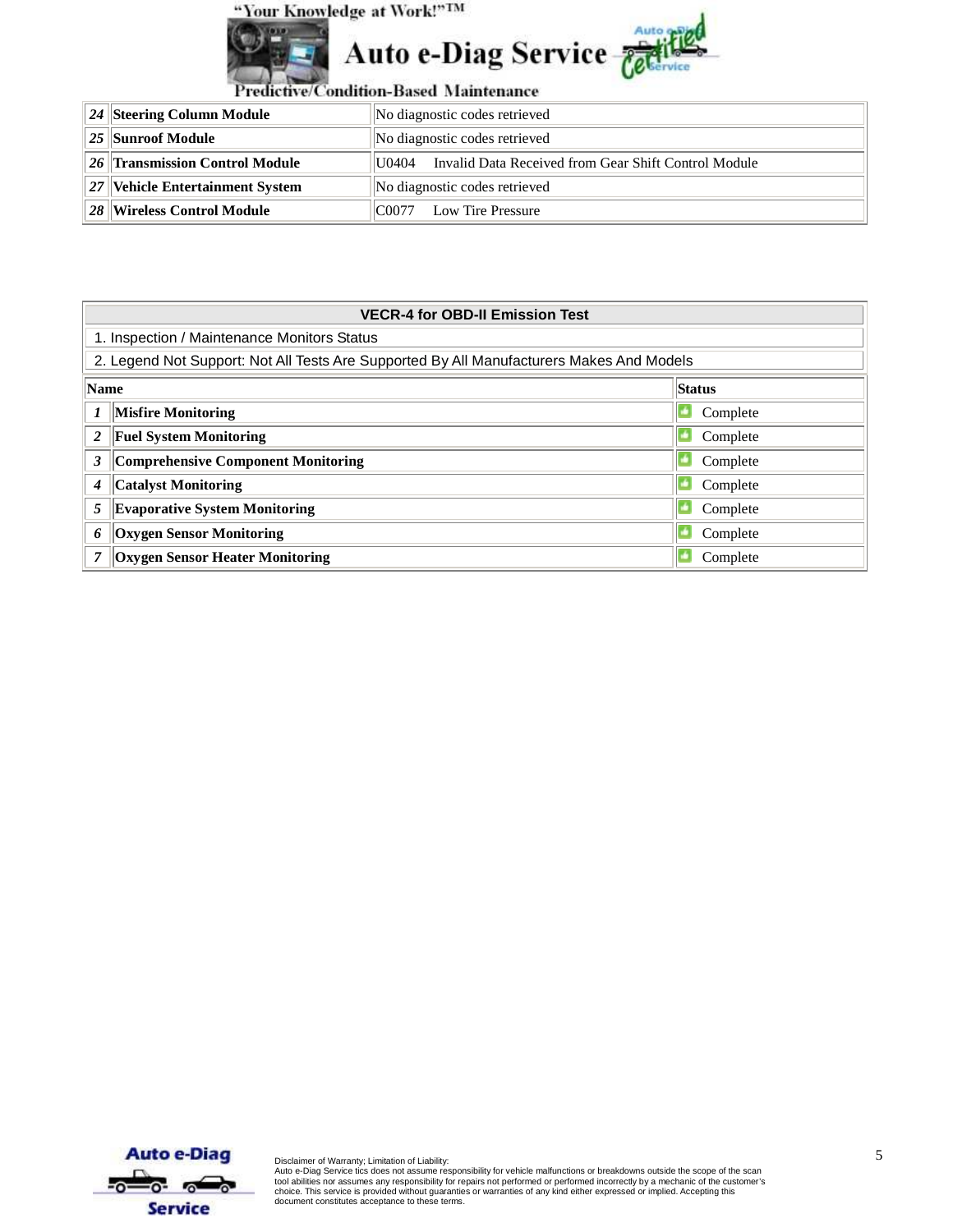| | | |
|---|---|---|
| *24* | **Steering Column Module** | No diagnostic codes retrieved |
| *25* | **Sunroof Module** | No diagnostic codes retrieved |
| *26* | **Transmission Control Module** | U0404 Invalid Data Received from Gear Shift Control Module |
| *27* | **Vehicle Entertainment System** | No diagnostic codes retrieved |
| *28* | **Wireless Control Module** | C0077 Low Tire Pressure |

**VECR-4 for OBD-II Emission Test**

1. Inspection / Maintenance Monitors Status
2. Legend Not Support: Not All Tests Are Supported By All Manufacturers Makes And Models

| Name | | Status |
|---|---|---|
| *1* | **Misfire Monitoring** | Complete |
| *2* | **Fuel System Monitoring** | Complete |
| *3* | **Comprehensive Component Monitoring** | Complete |
| *4* | **Catalyst Monitoring** | Complete |
| *5* | **Evaporative System Monitoring** | Complete |
| *6* | **Oxygen Sensor Monitoring** | Complete |
| *7* | **Oxygen Sensor Heater Monitoring** | Complete |

Disclaimer of Warranty; Limitation of Liability:
Auto e-Diag Service tics does not assume responsibility for vehicle malfunctions or breakdowns outside the scope of the scan tool abilities nor assumes any responsibility for repairs not performed or performed incorrectly by a mechanic of the customer's choice. This service is provided without guaranties or warranties of any kind either expressed or implied. Accepting this document constitutes acceptance to these terms.